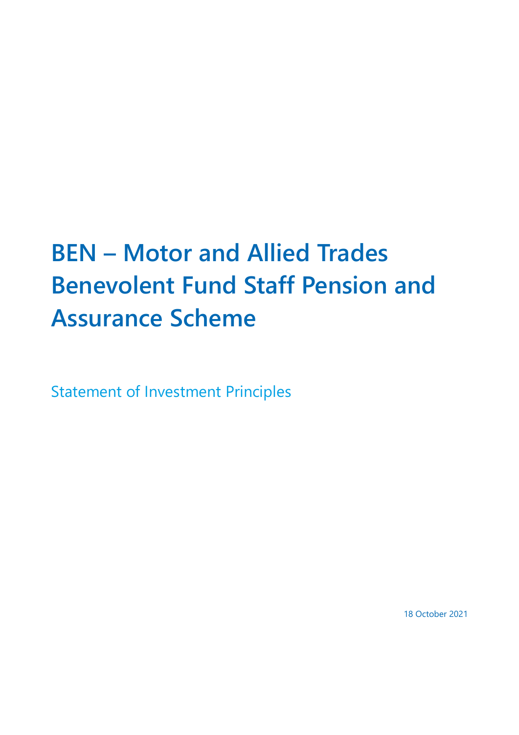# BEN – Motor and Allied Trades Benevolent Fund Staff Pension and Assurance Scheme

Statement of Investment Principles

18 October 2021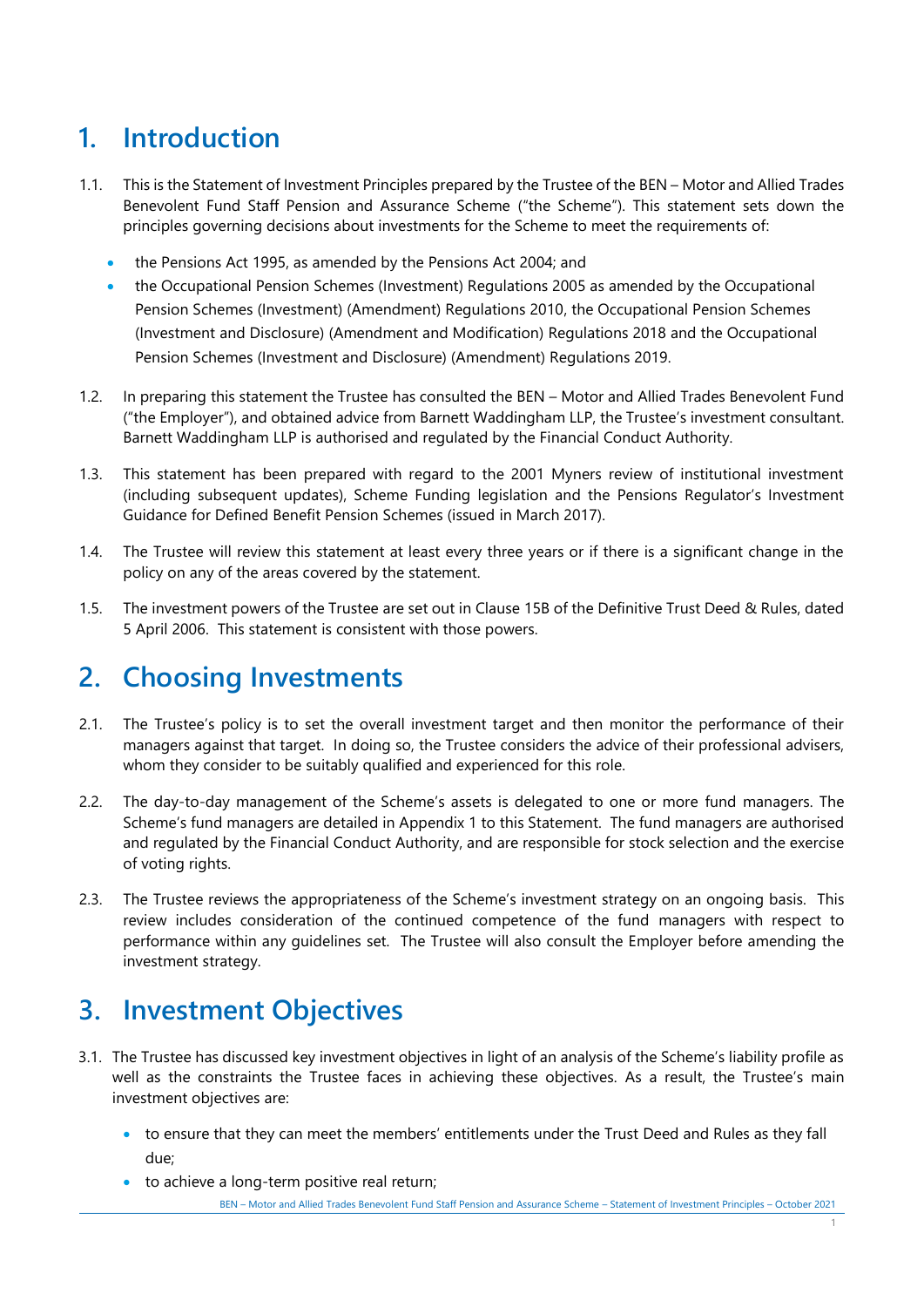# 1. Introduction

1.1. This is the Statement of Investment Principles prepared by the Trustee of the BEN – Motor and Allied Trades Benevolent Fund Staff Pension and Assurance Scheme ("the Scheme"). This statement sets down the principles governing decisions about investments for the Scheme to meet the requirements of:

- the Pensions Act 1995, as amended by the Pensions Act 2004; and
- the Occupational Pension Schemes (Investment) Regulations 2005 as amended by the Occupational Pension Schemes (Investment) (Amendment) Regulations 2010, the Occupational Pension Schemes (Investment and Disclosure) (Amendment and Modification) Regulations 2018 and the Occupational Pension Schemes (Investment and Disclosure) (Amendment) Regulations 2019.

1.2. In preparing this statement the Trustee has consulted the BEN – Motor and Allied Trades Benevolent Fund ("the Employer"), and obtained advice from Barnett Waddingham LLP, the Trustee's investment consultant. Barnett Waddingham LLP is authorised and regulated by the Financial Conduct Authority.

1.3. This statement has been prepared with regard to the 2001 Myners review of institutional investment (including subsequent updates), Scheme Funding legislation and the Pensions Regulator's Investment Guidance for Defined Benefit Pension Schemes (issued in March 2017).

1.4. The Trustee will review this statement at least every three years or if there is a significant change in the policy on any of the areas covered by the statement.

1.5. The investment powers of the Trustee are set out in Clause 15B of the Definitive Trust Deed & Rules, dated 5 April 2006. This statement is consistent with those powers.

# 2. Choosing Investments

2.1. The Trustee's policy is to set the overall investment target and then monitor the performance of their managers against that target. In doing so, the Trustee considers the advice of their professional advisers, whom they consider to be suitably qualified and experienced for this role.

2.2. The day-to-day management of the Scheme's assets is delegated to one or more fund managers. The Scheme's fund managers are detailed in Appendix 1 to this Statement. The fund managers are authorised and regulated by the Financial Conduct Authority, and are responsible for stock selection and the exercise of voting rights.

2.3. The Trustee reviews the appropriateness of the Scheme's investment strategy on an ongoing basis. This review includes consideration of the continued competence of the fund managers with respect to performance within any guidelines set. The Trustee will also consult the Employer before amending the investment strategy.

# 3. Investment Objectives

3.1. The Trustee has discussed key investment objectives in light of an analysis of the Scheme's liability profile as well as the constraints the Trustee faces in achieving these objectives. As a result, the Trustee's main investment objectives are:

- to ensure that they can meet the members' entitlements under the Trust Deed and Rules as they fall due;
- to achieve a long-term positive real return;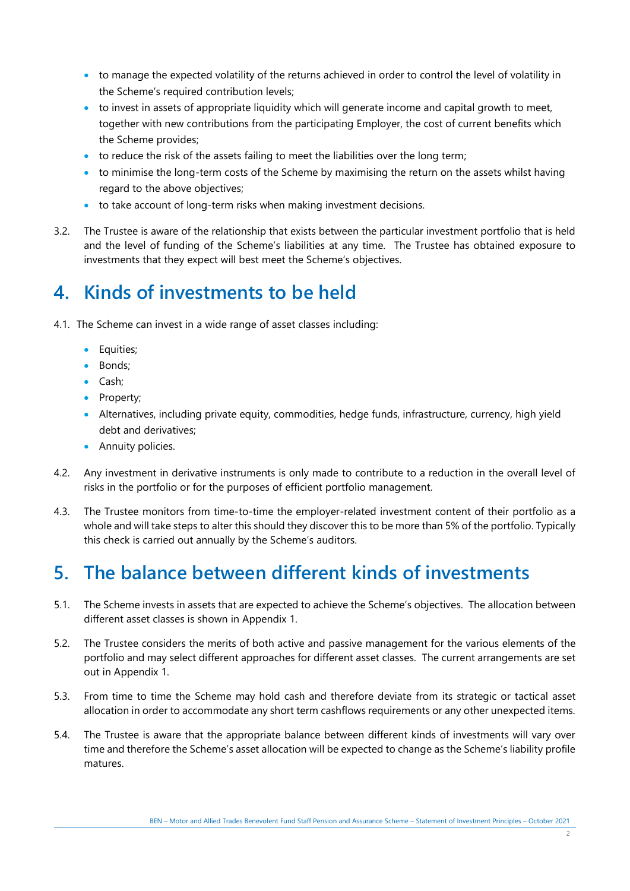- to manage the expected volatility of the returns achieved in order to control the level of volatility in the Scheme's required contribution levels;
- to invest in assets of appropriate liquidity which will generate income and capital growth to meet, together with new contributions from the participating Employer, the cost of current benefits which the Scheme provides;
- to reduce the risk of the assets failing to meet the liabilities over the long term;
- to minimise the long-term costs of the Scheme by maximising the return on the assets whilst having regard to the above objectives;
- to take account of long-term risks when making investment decisions.

3.2. The Trustee is aware of the relationship that exists between the particular investment portfolio that is held and the level of funding of the Scheme's liabilities at any time. The Trustee has obtained exposure to investments that they expect will best meet the Scheme's objectives.

# 4. Kinds of investments to be held

4.1. The Scheme can invest in a wide range of asset classes including:

- Equities;
- Bonds;
- Cash;
- Property;
- Alternatives, including private equity, commodities, hedge funds, infrastructure, currency, high yield debt and derivatives;
- Annuity policies.

4.2. Any investment in derivative instruments is only made to contribute to a reduction in the overall level of risks in the portfolio or for the purposes of efficient portfolio management.

4.3. The Trustee monitors from time-to-time the employer-related investment content of their portfolio as a whole and will take steps to alter this should they discover this to be more than 5% of the portfolio. Typically this check is carried out annually by the Scheme's auditors.

# 5. The balance between different kinds of investments

5.1. The Scheme invests in assets that are expected to achieve the Scheme's objectives. The allocation between different asset classes is shown in Appendix 1.

5.2. The Trustee considers the merits of both active and passive management for the various elements of the portfolio and may select different approaches for different asset classes. The current arrangements are set out in Appendix 1.

5.3. From time to time the Scheme may hold cash and therefore deviate from its strategic or tactical asset allocation in order to accommodate any short term cashflows requirements or any other unexpected items.

5.4. The Trustee is aware that the appropriate balance between different kinds of investments will vary over time and therefore the Scheme's asset allocation will be expected to change as the Scheme's liability profile matures.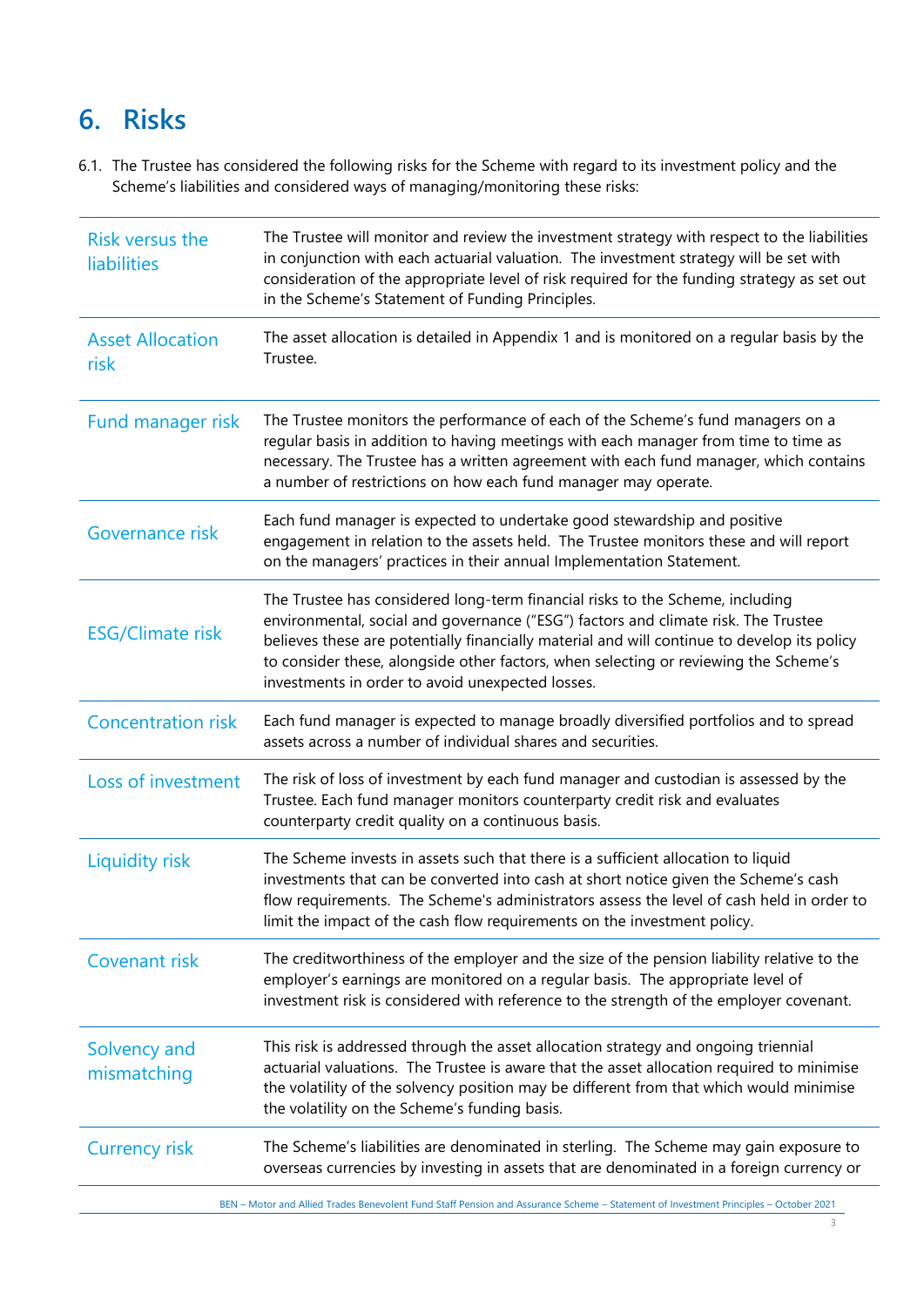## 6. Risks

6.1. The Trustee has considered the following risks for the Scheme with regard to its investment policy and the Scheme's liabilities and considered ways of managing/monitoring these risks:

| | |
|---|---|
| Risk versus the liabilities | The Trustee will monitor and review the investment strategy with respect to the liabilities in conjunction with each actuarial valuation. The investment strategy will be set with consideration of the appropriate level of risk required for the funding strategy as set out in the Scheme's Statement of Funding Principles. |
| Asset Allocation risk | The asset allocation is detailed in Appendix 1 and is monitored on a regular basis by the Trustee. |
| Fund manager risk | The Trustee monitors the performance of each of the Scheme's fund managers on a regular basis in addition to having meetings with each manager from time to time as necessary. The Trustee has a written agreement with each fund manager, which contains a number of restrictions on how each fund manager may operate. |
| Governance risk | Each fund manager is expected to undertake good stewardship and positive engagement in relation to the assets held. The Trustee monitors these and will report on the managers' practices in their annual Implementation Statement. |
| ESG/Climate risk | The Trustee has considered long-term financial risks to the Scheme, including environmental, social and governance ("ESG") factors and climate risk. The Trustee believes these are potentially financially material and will continue to develop its policy to consider these, alongside other factors, when selecting or reviewing the Scheme's investments in order to avoid unexpected losses. |
| Concentration risk | Each fund manager is expected to manage broadly diversified portfolios and to spread assets across a number of individual shares and securities. |
| Loss of investment | The risk of loss of investment by each fund manager and custodian is assessed by the Trustee. Each fund manager monitors counterparty credit risk and evaluates counterparty credit quality on a continuous basis. |
| Liquidity risk | The Scheme invests in assets such that there is a sufficient allocation to liquid investments that can be converted into cash at short notice given the Scheme's cash flow requirements. The Scheme's administrators assess the level of cash held in order to limit the impact of the cash flow requirements on the investment policy. |
| Covenant risk | The creditworthiness of the employer and the size of the pension liability relative to the employer's earnings are monitored on a regular basis. The appropriate level of investment risk is considered with reference to the strength of the employer covenant. |
| Solvency and mismatching | This risk is addressed through the asset allocation strategy and ongoing triennial actuarial valuations. The Trustee is aware that the asset allocation required to minimise the volatility of the solvency position may be different from that which would minimise the volatility on the Scheme's funding basis. |
| Currency risk | The Scheme's liabilities are denominated in sterling. The Scheme may gain exposure to overseas currencies by investing in assets that are denominated in a foreign currency or |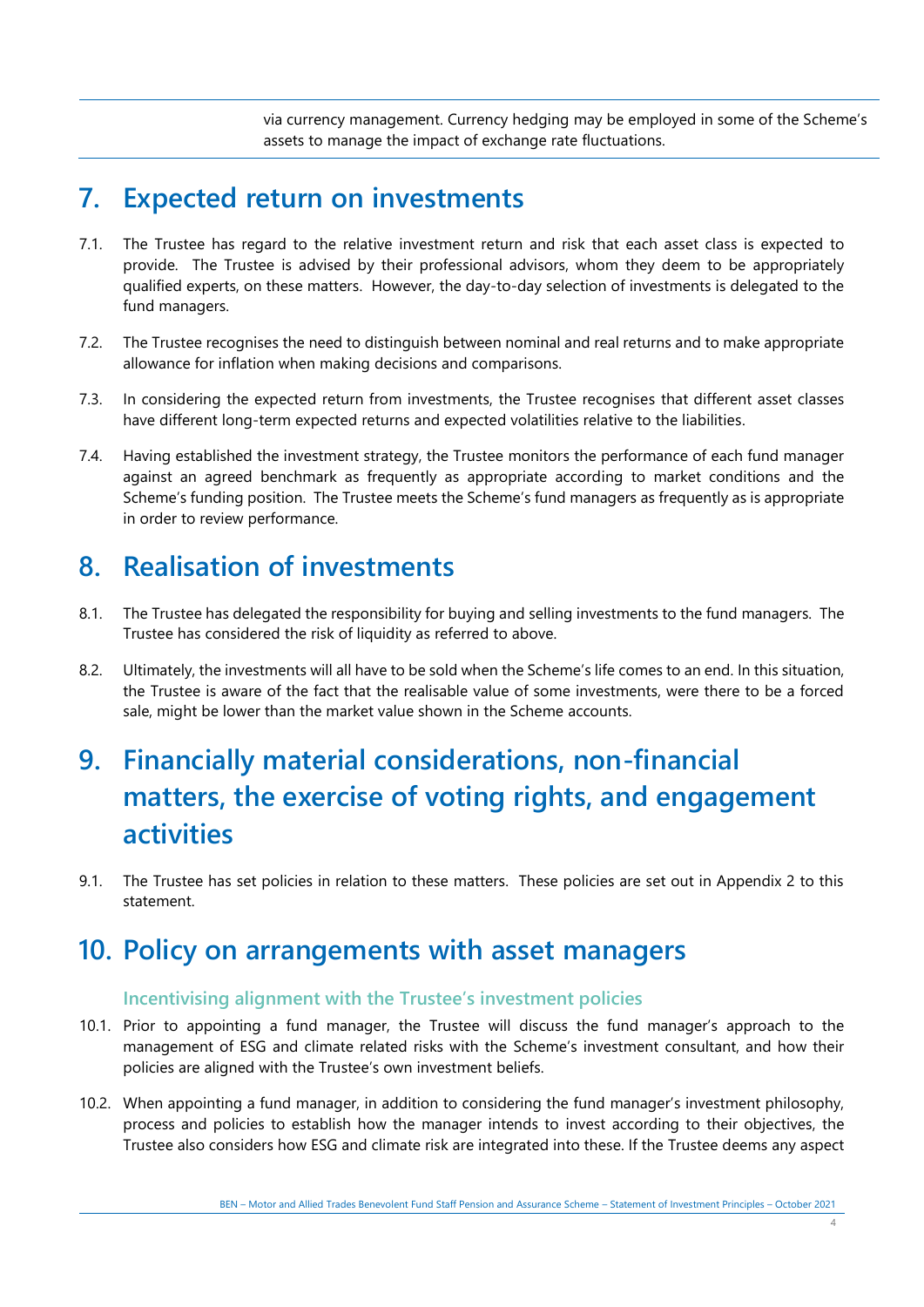via currency management. Currency hedging may be employed in some of the Scheme's assets to manage the impact of exchange rate fluctuations.

# 7. Expected return on investments

7.1. The Trustee has regard to the relative investment return and risk that each asset class is expected to provide. The Trustee is advised by their professional advisors, whom they deem to be appropriately qualified experts, on these matters. However, the day-to-day selection of investments is delegated to the fund managers.

7.2. The Trustee recognises the need to distinguish between nominal and real returns and to make appropriate allowance for inflation when making decisions and comparisons.

7.3. In considering the expected return from investments, the Trustee recognises that different asset classes have different long-term expected returns and expected volatilities relative to the liabilities.

7.4. Having established the investment strategy, the Trustee monitors the performance of each fund manager against an agreed benchmark as frequently as appropriate according to market conditions and the Scheme's funding position. The Trustee meets the Scheme's fund managers as frequently as is appropriate in order to review performance.

# 8. Realisation of investments

8.1. The Trustee has delegated the responsibility for buying and selling investments to the fund managers. The Trustee has considered the risk of liquidity as referred to above.

8.2. Ultimately, the investments will all have to be sold when the Scheme's life comes to an end. In this situation, the Trustee is aware of the fact that the realisable value of some investments, were there to be a forced sale, might be lower than the market value shown in the Scheme accounts.

# 9. Financially material considerations, non-financial matters, the exercise of voting rights, and engagement activities

9.1. The Trustee has set policies in relation to these matters. These policies are set out in Appendix 2 to this statement.

# 10. Policy on arrangements with asset managers

### Incentivising alignment with the Trustee's investment policies

10.1. Prior to appointing a fund manager, the Trustee will discuss the fund manager's approach to the management of ESG and climate related risks with the Scheme's investment consultant, and how their policies are aligned with the Trustee's own investment beliefs.

10.2. When appointing a fund manager, in addition to considering the fund manager's investment philosophy, process and policies to establish how the manager intends to invest according to their objectives, the Trustee also considers how ESG and climate risk are integrated into these. If the Trustee deems any aspect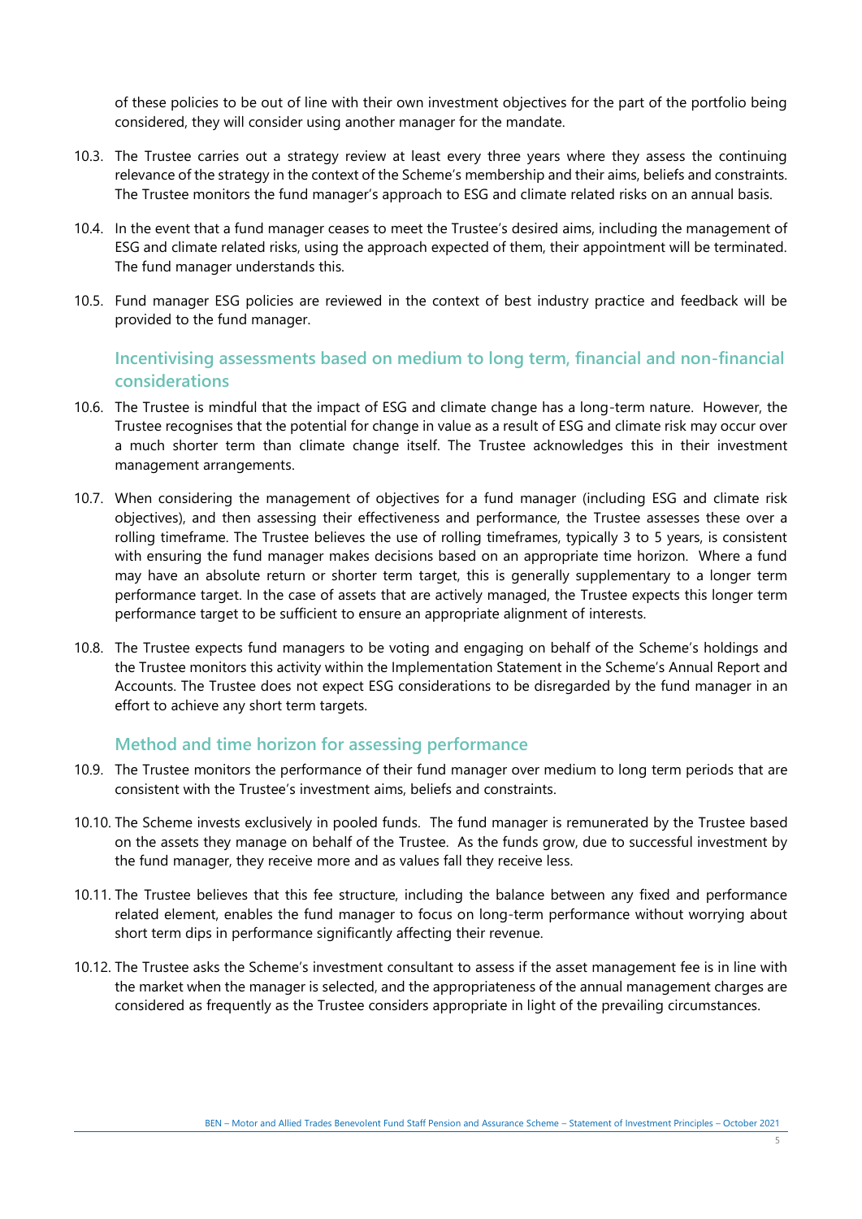of these policies to be out of line with their own investment objectives for the part of the portfolio being considered, they will consider using another manager for the mandate.

10.3. The Trustee carries out a strategy review at least every three years where they assess the continuing relevance of the strategy in the context of the Scheme's membership and their aims, beliefs and constraints. The Trustee monitors the fund manager's approach to ESG and climate related risks on an annual basis.

10.4. In the event that a fund manager ceases to meet the Trustee's desired aims, including the management of ESG and climate related risks, using the approach expected of them, their appointment will be terminated. The fund manager understands this.

10.5. Fund manager ESG policies are reviewed in the context of best industry practice and feedback will be provided to the fund manager.

### Incentivising assessments based on medium to long term, financial and non-financial considerations

10.6. The Trustee is mindful that the impact of ESG and climate change has a long-term nature. However, the Trustee recognises that the potential for change in value as a result of ESG and climate risk may occur over a much shorter term than climate change itself. The Trustee acknowledges this in their investment management arrangements.

10.7. When considering the management of objectives for a fund manager (including ESG and climate risk objectives), and then assessing their effectiveness and performance, the Trustee assesses these over a rolling timeframe. The Trustee believes the use of rolling timeframes, typically 3 to 5 years, is consistent with ensuring the fund manager makes decisions based on an appropriate time horizon. Where a fund may have an absolute return or shorter term target, this is generally supplementary to a longer term performance target. In the case of assets that are actively managed, the Trustee expects this longer term performance target to be sufficient to ensure an appropriate alignment of interests.

10.8. The Trustee expects fund managers to be voting and engaging on behalf of the Scheme's holdings and the Trustee monitors this activity within the Implementation Statement in the Scheme's Annual Report and Accounts. The Trustee does not expect ESG considerations to be disregarded by the fund manager in an effort to achieve any short term targets.

### Method and time horizon for assessing performance

10.9. The Trustee monitors the performance of their fund manager over medium to long term periods that are consistent with the Trustee's investment aims, beliefs and constraints.

10.10. The Scheme invests exclusively in pooled funds. The fund manager is remunerated by the Trustee based on the assets they manage on behalf of the Trustee. As the funds grow, due to successful investment by the fund manager, they receive more and as values fall they receive less.

10.11. The Trustee believes that this fee structure, including the balance between any fixed and performance related element, enables the fund manager to focus on long-term performance without worrying about short term dips in performance significantly affecting their revenue.

10.12. The Trustee asks the Scheme's investment consultant to assess if the asset management fee is in line with the market when the manager is selected, and the appropriateness of the annual management charges are considered as frequently as the Trustee considers appropriate in light of the prevailing circumstances.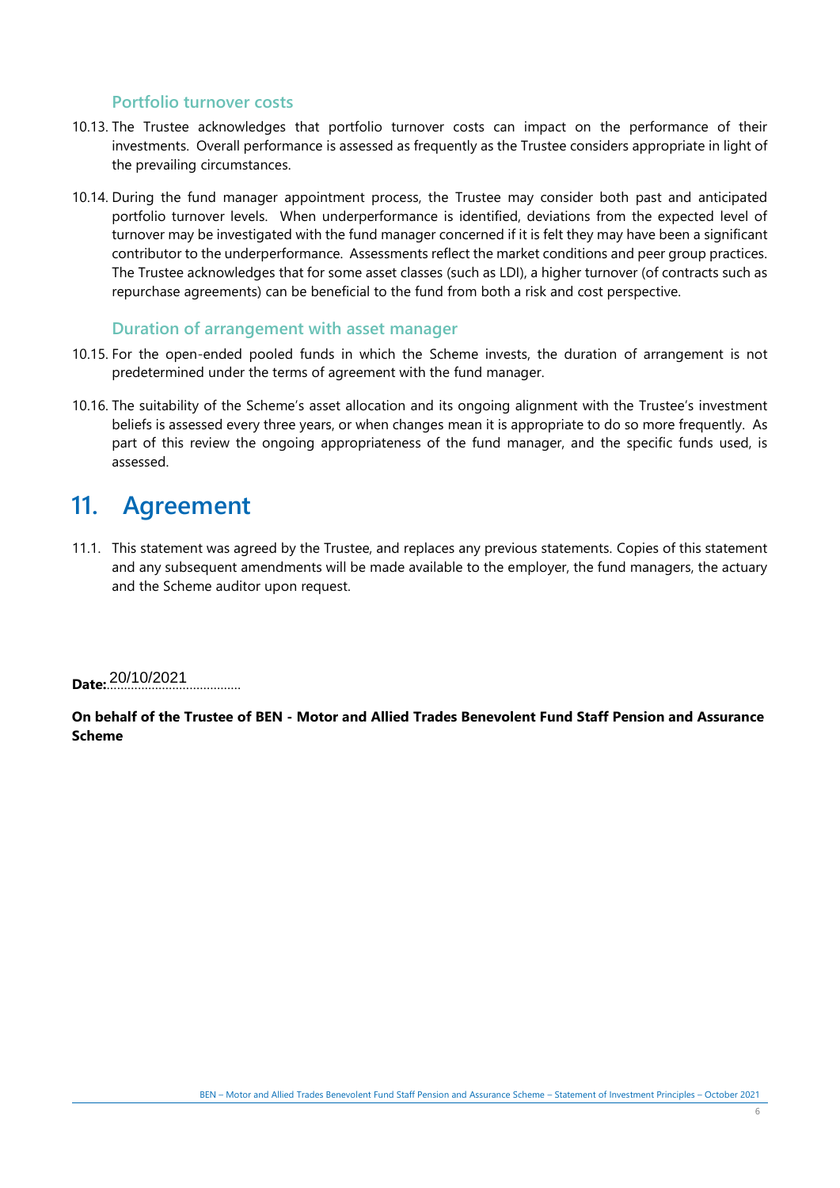### Portfolio turnover costs

10.13. The Trustee acknowledges that portfolio turnover costs can impact on the performance of their investments. Overall performance is assessed as frequently as the Trustee considers appropriate in light of the prevailing circumstances.

10.14. During the fund manager appointment process, the Trustee may consider both past and anticipated portfolio turnover levels. When underperformance is identified, deviations from the expected level of turnover may be investigated with the fund manager concerned if it is felt they may have been a significant contributor to the underperformance. Assessments reflect the market conditions and peer group practices. The Trustee acknowledges that for some asset classes (such as LDI), a higher turnover (of contracts such as repurchase agreements) can be beneficial to the fund from both a risk and cost perspective.

### Duration of arrangement with asset manager

10.15. For the open-ended pooled funds in which the Scheme invests, the duration of arrangement is not predetermined under the terms of agreement with the fund manager.

10.16. The suitability of the Scheme's asset allocation and its ongoing alignment with the Trustee's investment beliefs is assessed every three years, or when changes mean it is appropriate to do so more frequently. As part of this review the ongoing appropriateness of the fund manager, and the specific funds used, is assessed.

# 11. Agreement

11.1. This statement was agreed by the Trustee, and replaces any previous statements. Copies of this statement and any subsequent amendments will be made available to the employer, the fund managers, the actuary and the Scheme auditor upon request.

**Date:** 20/10/2021

**On behalf of the Trustee of BEN - Motor and Allied Trades Benevolent Fund Staff Pension and Assurance Scheme**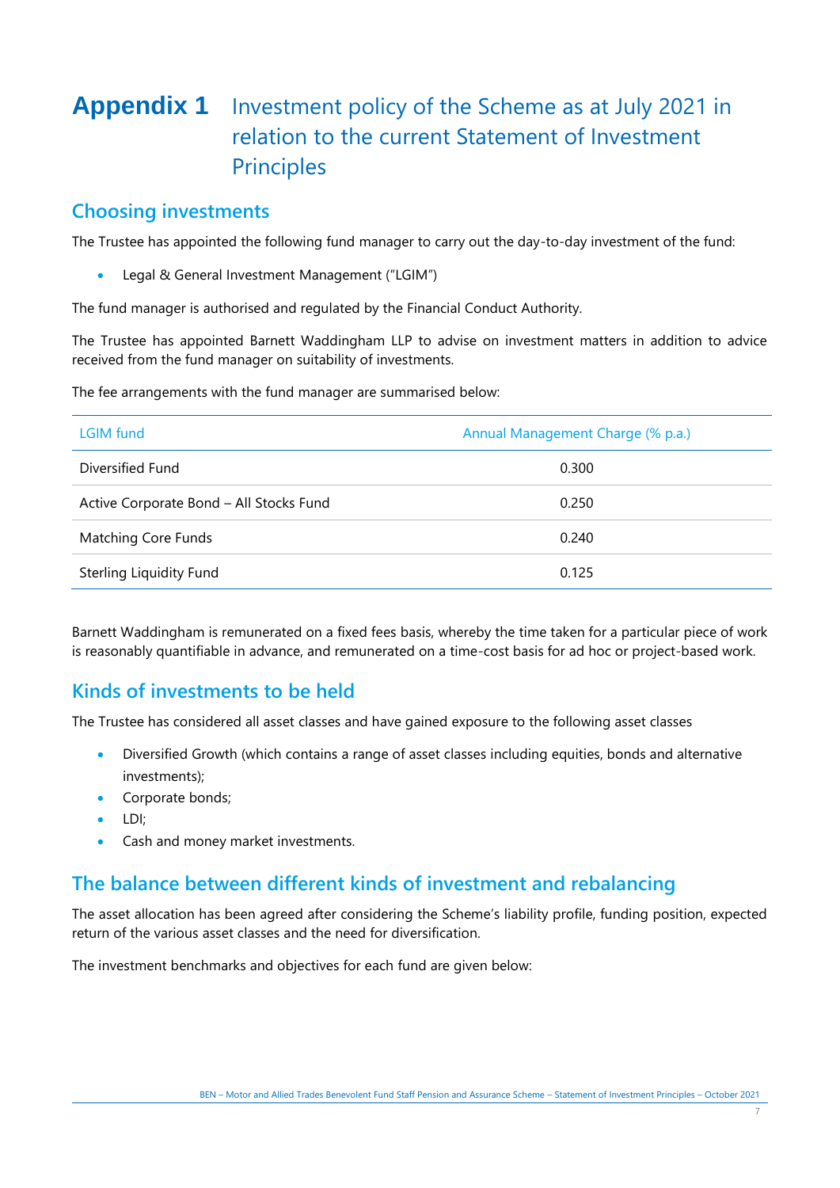# Appendix 1 Investment policy of the Scheme as at July 2021 in relation to the current Statement of Investment Principles

## Choosing investments

The Trustee has appointed the following fund manager to carry out the day-to-day investment of the fund:

- Legal & General Investment Management ("LGIM")

The fund manager is authorised and regulated by the Financial Conduct Authority.

The Trustee has appointed Barnett Waddingham LLP to advise on investment matters in addition to advice received from the fund manager on suitability of investments.

The fee arrangements with the fund manager are summarised below:

| LGIM fund | Annual Management Charge (% p.a.) |
|---|---|
| Diversified Fund | 0.300 |
| Active Corporate Bond – All Stocks Fund | 0.250 |
| Matching Core Funds | 0.240 |
| Sterling Liquidity Fund | 0.125 |

Barnett Waddingham is remunerated on a fixed fees basis, whereby the time taken for a particular piece of work is reasonably quantifiable in advance, and remunerated on a time-cost basis for ad hoc or project-based work.

## Kinds of investments to be held

The Trustee has considered all asset classes and have gained exposure to the following asset classes

- Diversified Growth (which contains a range of asset classes including equities, bonds and alternative investments);
- Corporate bonds;
- LDI;
- Cash and money market investments.

## The balance between different kinds of investment and rebalancing

The asset allocation has been agreed after considering the Scheme's liability profile, funding position, expected return of the various asset classes and the need for diversification.

The investment benchmarks and objectives for each fund are given below: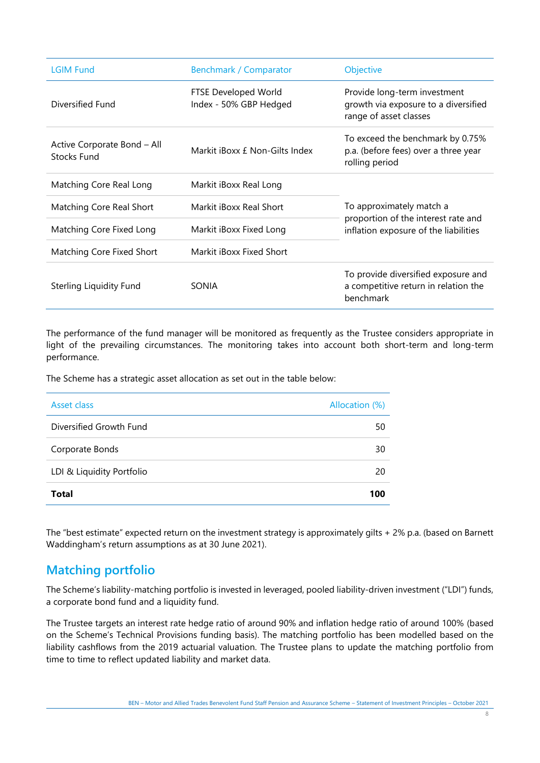| LGIM Fund | Benchmark / Comparator | Objective |
|---|---|---|
| Diversified Fund | FTSE Developed World Index - 50% GBP Hedged | Provide long-term investment growth via exposure to a diversified range of asset classes |
| Active Corporate Bond – All Stocks Fund | Markit iBoxx £ Non-Gilts Index | To exceed the benchmark by 0.75% p.a. (before fees) over a three year rolling period |
| Matching Core Real Long | Markit iBoxx Real Long | To approximately match a proportion of the interest rate and inflation exposure of the liabilities |
| Matching Core Real Short | Markit iBoxx Real Short | |
| Matching Core Fixed Long | Markit iBoxx Fixed Long | |
| Matching Core Fixed Short | Markit iBoxx Fixed Short | |
| Sterling Liquidity Fund | SONIA | To provide diversified exposure and a competitive return in relation the benchmark |

The performance of the fund manager will be monitored as frequently as the Trustee considers appropriate in light of the prevailing circumstances. The monitoring takes into account both short-term and long-term performance.

The Scheme has a strategic asset allocation as set out in the table below:

| Asset class | Allocation (%) |
|---|---|
| Diversified Growth Fund | 50 |
| Corporate Bonds | 30 |
| LDI & Liquidity Portfolio | 20 |
| **Total** | **100** |

The "best estimate" expected return on the investment strategy is approximately gilts + 2% p.a. (based on Barnett Waddingham's return assumptions as at 30 June 2021).

## Matching portfolio

The Scheme's liability-matching portfolio is invested in leveraged, pooled liability-driven investment ("LDI") funds, a corporate bond fund and a liquidity fund.

The Trustee targets an interest rate hedge ratio of around 90% and inflation hedge ratio of around 100% (based on the Scheme's Technical Provisions funding basis). The matching portfolio has been modelled based on the liability cashflows from the 2019 actuarial valuation. The Trustee plans to update the matching portfolio from time to time to reflect updated liability and market data.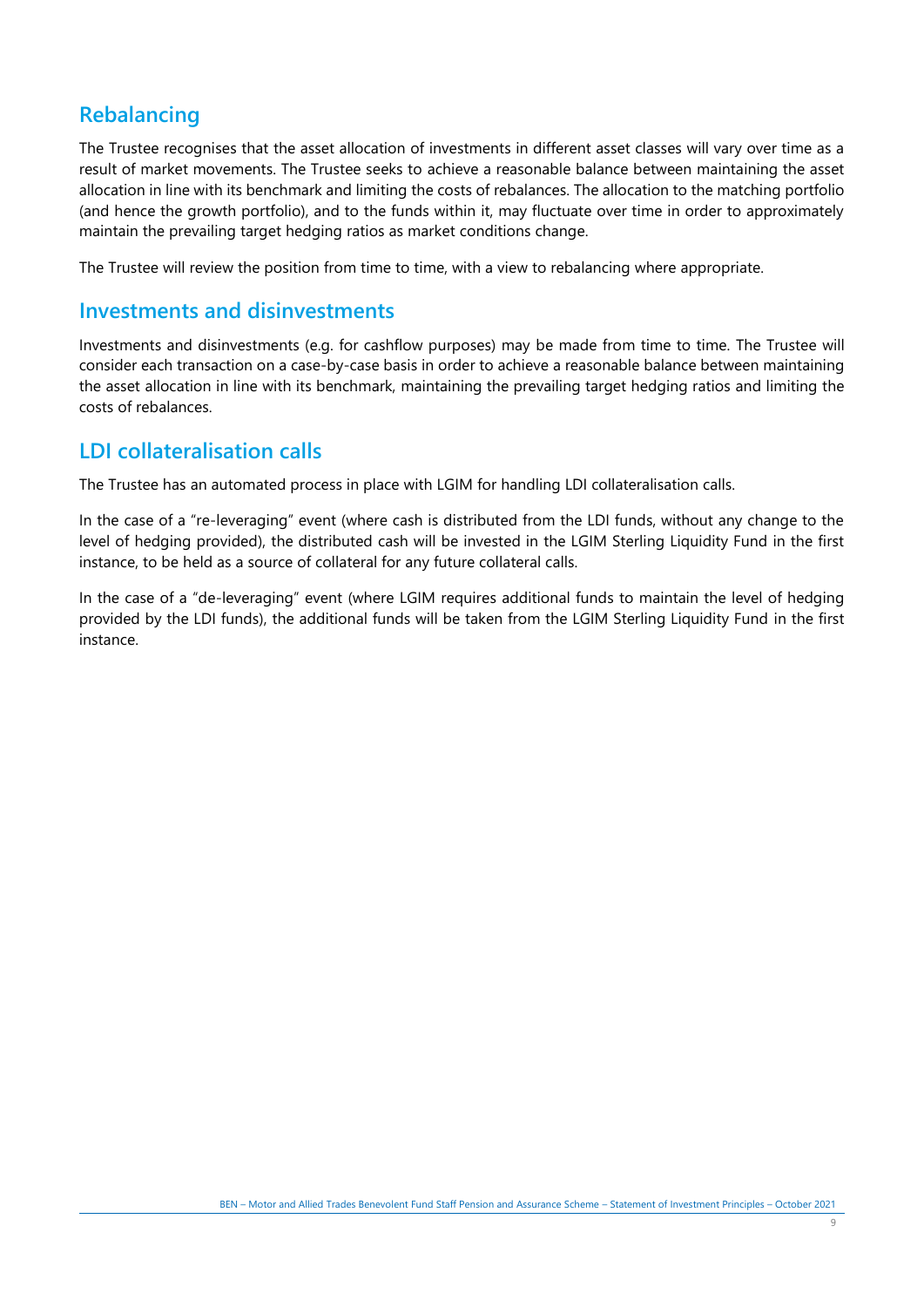## Rebalancing

The Trustee recognises that the asset allocation of investments in different asset classes will vary over time as a result of market movements. The Trustee seeks to achieve a reasonable balance between maintaining the asset allocation in line with its benchmark and limiting the costs of rebalances. The allocation to the matching portfolio (and hence the growth portfolio), and to the funds within it, may fluctuate over time in order to approximately maintain the prevailing target hedging ratios as market conditions change.

The Trustee will review the position from time to time, with a view to rebalancing where appropriate.

## Investments and disinvestments

Investments and disinvestments (e.g. for cashflow purposes) may be made from time to time. The Trustee will consider each transaction on a case-by-case basis in order to achieve a reasonable balance between maintaining the asset allocation in line with its benchmark, maintaining the prevailing target hedging ratios and limiting the costs of rebalances.

## LDI collateralisation calls

The Trustee has an automated process in place with LGIM for handling LDI collateralisation calls.

In the case of a "re-leveraging" event (where cash is distributed from the LDI funds, without any change to the level of hedging provided), the distributed cash will be invested in the LGIM Sterling Liquidity Fund in the first instance, to be held as a source of collateral for any future collateral calls.

In the case of a "de-leveraging" event (where LGIM requires additional funds to maintain the level of hedging provided by the LDI funds), the additional funds will be taken from the LGIM Sterling Liquidity Fund in the first instance.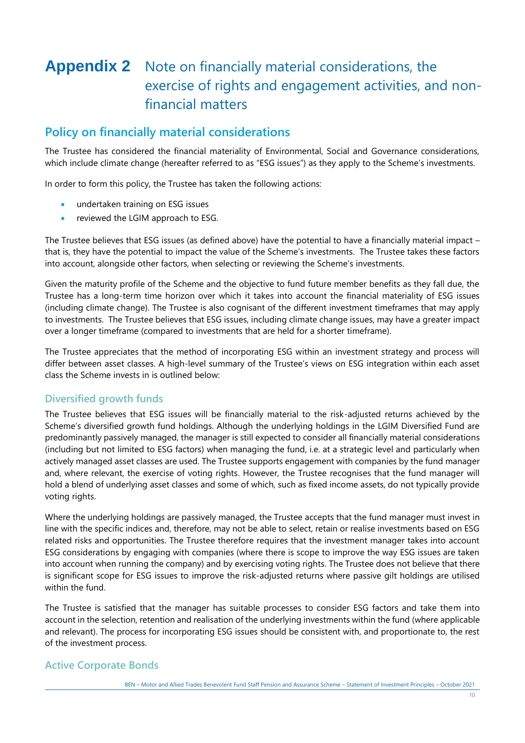# Appendix 2 Note on financially material considerations, the exercise of rights and engagement activities, and non-financial matters

## Policy on financially material considerations

The Trustee has considered the financial materiality of Environmental, Social and Governance considerations, which include climate change (hereafter referred to as "ESG issues") as they apply to the Scheme's investments.

In order to form this policy, the Trustee has taken the following actions:

- undertaken training on ESG issues
- reviewed the LGIM approach to ESG.

The Trustee believes that ESG issues (as defined above) have the potential to have a financially material impact – that is, they have the potential to impact the value of the Scheme's investments. The Trustee takes these factors into account, alongside other factors, when selecting or reviewing the Scheme's investments.

Given the maturity profile of the Scheme and the objective to fund future member benefits as they fall due, the Trustee has a long-term time horizon over which it takes into account the financial materiality of ESG issues (including climate change). The Trustee is also cognisant of the different investment timeframes that may apply to investments. The Trustee believes that ESG issues, including climate change issues, may have a greater impact over a longer timeframe (compared to investments that are held for a shorter timeframe).

The Trustee appreciates that the method of incorporating ESG within an investment strategy and process will differ between asset classes. A high-level summary of the Trustee's views on ESG integration within each asset class the Scheme invests in is outlined below:

### Diversified growth funds

The Trustee believes that ESG issues will be financially material to the risk-adjusted returns achieved by the Scheme's diversified growth fund holdings. Although the underlying holdings in the LGIM Diversified Fund are predominantly passively managed, the manager is still expected to consider all financially material considerations (including but not limited to ESG factors) when managing the fund, i.e. at a strategic level and particularly when actively managed asset classes are used. The Trustee supports engagement with companies by the fund manager and, where relevant, the exercise of voting rights. However, the Trustee recognises that the fund manager will hold a blend of underlying asset classes and some of which, such as fixed income assets, do not typically provide voting rights.

Where the underlying holdings are passively managed, the Trustee accepts that the fund manager must invest in line with the specific indices and, therefore, may not be able to select, retain or realise investments based on ESG related risks and opportunities. The Trustee therefore requires that the investment manager takes into account ESG considerations by engaging with companies (where there is scope to improve the way ESG issues are taken into account when running the company) and by exercising voting rights. The Trustee does not believe that there is significant scope for ESG issues to improve the risk-adjusted returns where passive gilt holdings are utilised within the fund.

The Trustee is satisfied that the manager has suitable processes to consider ESG factors and take them into account in the selection, retention and realisation of the underlying investments within the fund (where applicable and relevant). The process for incorporating ESG issues should be consistent with, and proportionate to, the rest of the investment process.

### Active Corporate Bonds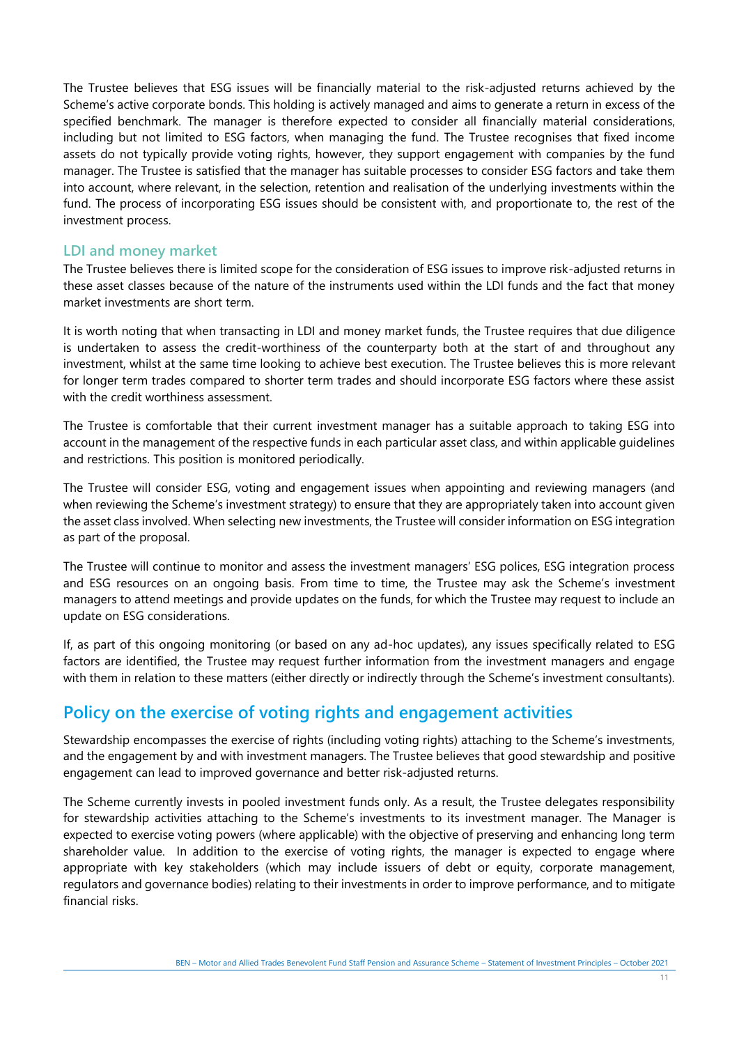The Trustee believes that ESG issues will be financially material to the risk-adjusted returns achieved by the Scheme's active corporate bonds. This holding is actively managed and aims to generate a return in excess of the specified benchmark. The manager is therefore expected to consider all financially material considerations, including but not limited to ESG factors, when managing the fund. The Trustee recognises that fixed income assets do not typically provide voting rights, however, they support engagement with companies by the fund manager. The Trustee is satisfied that the manager has suitable processes to consider ESG factors and take them into account, where relevant, in the selection, retention and realisation of the underlying investments within the fund. The process of incorporating ESG issues should be consistent with, and proportionate to, the rest of the investment process.

### LDI and money market

The Trustee believes there is limited scope for the consideration of ESG issues to improve risk-adjusted returns in these asset classes because of the nature of the instruments used within the LDI funds and the fact that money market investments are short term.

It is worth noting that when transacting in LDI and money market funds, the Trustee requires that due diligence is undertaken to assess the credit-worthiness of the counterparty both at the start of and throughout any investment, whilst at the same time looking to achieve best execution. The Trustee believes this is more relevant for longer term trades compared to shorter term trades and should incorporate ESG factors where these assist with the credit worthiness assessment.

The Trustee is comfortable that their current investment manager has a suitable approach to taking ESG into account in the management of the respective funds in each particular asset class, and within applicable guidelines and restrictions. This position is monitored periodically.

The Trustee will consider ESG, voting and engagement issues when appointing and reviewing managers (and when reviewing the Scheme's investment strategy) to ensure that they are appropriately taken into account given the asset class involved. When selecting new investments, the Trustee will consider information on ESG integration as part of the proposal.

The Trustee will continue to monitor and assess the investment managers' ESG polices, ESG integration process and ESG resources on an ongoing basis. From time to time, the Trustee may ask the Scheme's investment managers to attend meetings and provide updates on the funds, for which the Trustee may request to include an update on ESG considerations.

If, as part of this ongoing monitoring (or based on any ad-hoc updates), any issues specifically related to ESG factors are identified, the Trustee may request further information from the investment managers and engage with them in relation to these matters (either directly or indirectly through the Scheme's investment consultants).

## Policy on the exercise of voting rights and engagement activities

Stewardship encompasses the exercise of rights (including voting rights) attaching to the Scheme's investments, and the engagement by and with investment managers. The Trustee believes that good stewardship and positive engagement can lead to improved governance and better risk-adjusted returns.

The Scheme currently invests in pooled investment funds only. As a result, the Trustee delegates responsibility for stewardship activities attaching to the Scheme's investments to its investment manager. The Manager is expected to exercise voting powers (where applicable) with the objective of preserving and enhancing long term shareholder value. In addition to the exercise of voting rights, the manager is expected to engage where appropriate with key stakeholders (which may include issuers of debt or equity, corporate management, regulators and governance bodies) relating to their investments in order to improve performance, and to mitigate financial risks.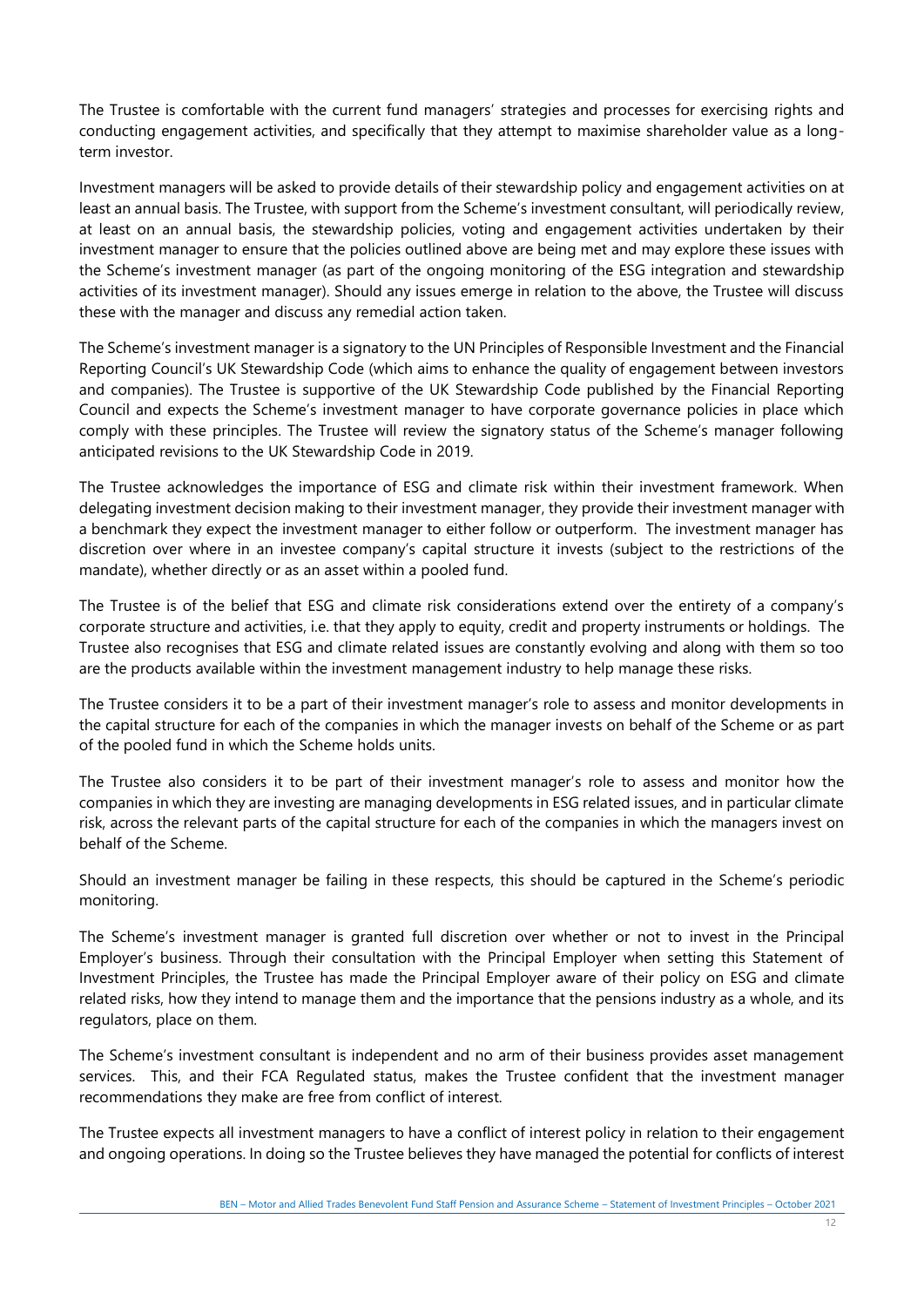The Trustee is comfortable with the current fund managers' strategies and processes for exercising rights and conducting engagement activities, and specifically that they attempt to maximise shareholder value as a long-term investor.

Investment managers will be asked to provide details of their stewardship policy and engagement activities on at least an annual basis. The Trustee, with support from the Scheme's investment consultant, will periodically review, at least on an annual basis, the stewardship policies, voting and engagement activities undertaken by their investment manager to ensure that the policies outlined above are being met and may explore these issues with the Scheme's investment manager (as part of the ongoing monitoring of the ESG integration and stewardship activities of its investment manager). Should any issues emerge in relation to the above, the Trustee will discuss these with the manager and discuss any remedial action taken.

The Scheme's investment manager is a signatory to the UN Principles of Responsible Investment and the Financial Reporting Council's UK Stewardship Code (which aims to enhance the quality of engagement between investors and companies). The Trustee is supportive of the UK Stewardship Code published by the Financial Reporting Council and expects the Scheme's investment manager to have corporate governance policies in place which comply with these principles. The Trustee will review the signatory status of the Scheme's manager following anticipated revisions to the UK Stewardship Code in 2019.

The Trustee acknowledges the importance of ESG and climate risk within their investment framework. When delegating investment decision making to their investment manager, they provide their investment manager with a benchmark they expect the investment manager to either follow or outperform. The investment manager has discretion over where in an investee company's capital structure it invests (subject to the restrictions of the mandate), whether directly or as an asset within a pooled fund.

The Trustee is of the belief that ESG and climate risk considerations extend over the entirety of a company's corporate structure and activities, i.e. that they apply to equity, credit and property instruments or holdings. The Trustee also recognises that ESG and climate related issues are constantly evolving and along with them so too are the products available within the investment management industry to help manage these risks.

The Trustee considers it to be a part of their investment manager's role to assess and monitor developments in the capital structure for each of the companies in which the manager invests on behalf of the Scheme or as part of the pooled fund in which the Scheme holds units.

The Trustee also considers it to be part of their investment manager's role to assess and monitor how the companies in which they are investing are managing developments in ESG related issues, and in particular climate risk, across the relevant parts of the capital structure for each of the companies in which the managers invest on behalf of the Scheme.

Should an investment manager be failing in these respects, this should be captured in the Scheme's periodic monitoring.

The Scheme's investment manager is granted full discretion over whether or not to invest in the Principal Employer's business. Through their consultation with the Principal Employer when setting this Statement of Investment Principles, the Trustee has made the Principal Employer aware of their policy on ESG and climate related risks, how they intend to manage them and the importance that the pensions industry as a whole, and its regulators, place on them.

The Scheme's investment consultant is independent and no arm of their business provides asset management services. This, and their FCA Regulated status, makes the Trustee confident that the investment manager recommendations they make are free from conflict of interest.

The Trustee expects all investment managers to have a conflict of interest policy in relation to their engagement and ongoing operations. In doing so the Trustee believes they have managed the potential for conflicts of interest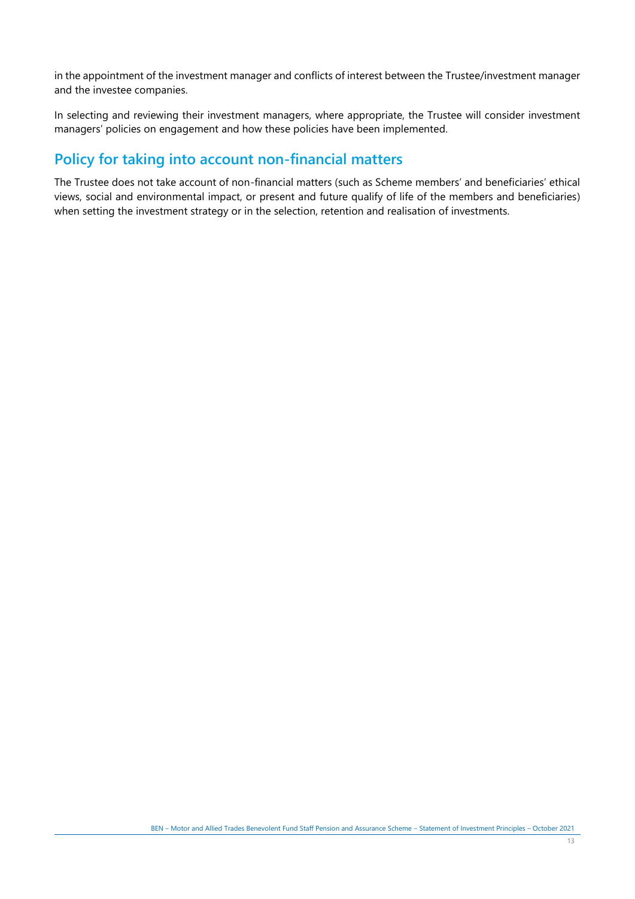in the appointment of the investment manager and conflicts of interest between the Trustee/investment manager and the investee companies.

In selecting and reviewing their investment managers, where appropriate, the Trustee will consider investment managers' policies on engagement and how these policies have been implemented.

## Policy for taking into account non-financial matters

The Trustee does not take account of non-financial matters (such as Scheme members' and beneficiaries' ethical views, social and environmental impact, or present and future qualify of life of the members and beneficiaries) when setting the investment strategy or in the selection, retention and realisation of investments.